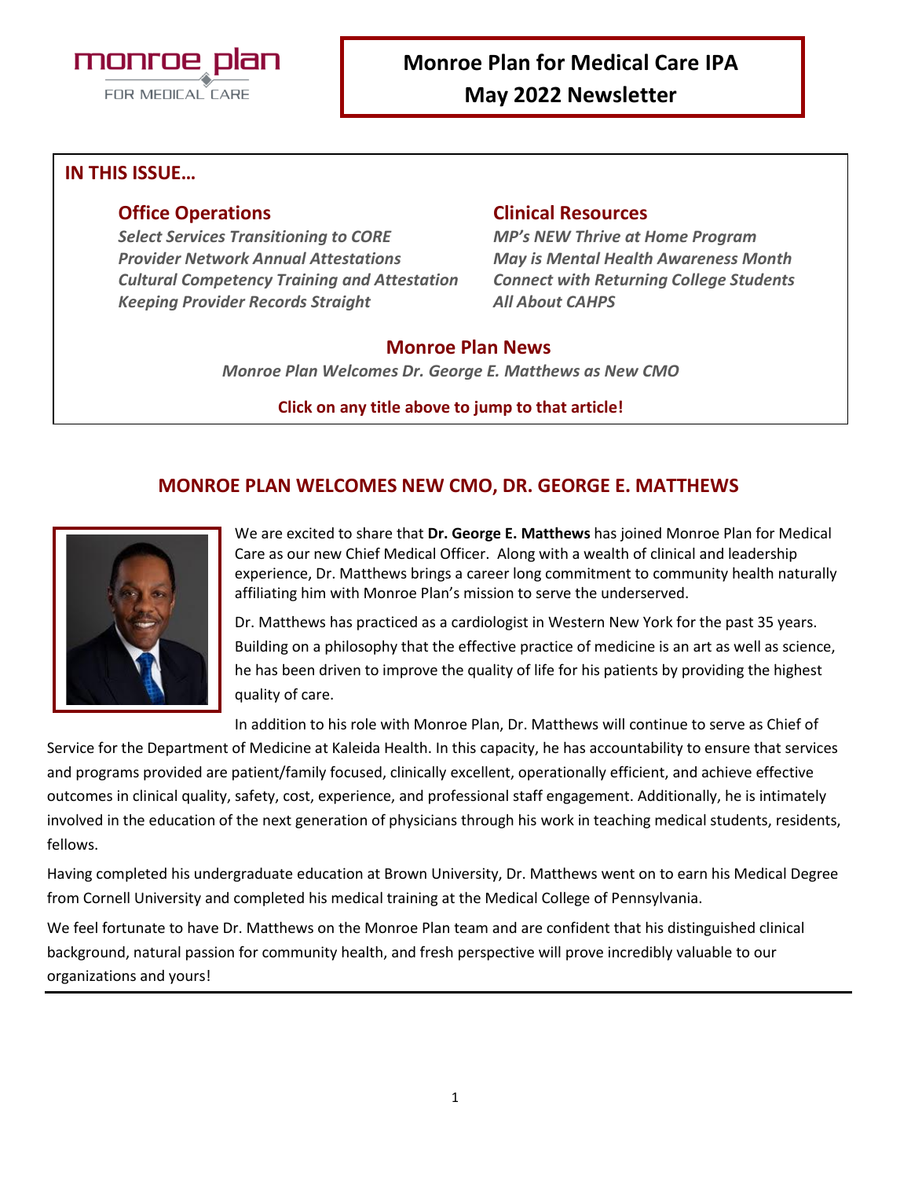monroe plan FOR MEDICAL CARE

# Monroe Plan for Medical Care IPA May 2022 Newsletter

## IN THIS ISSUE…

### Office Operations

*Select Services Transitioning to CORE*
*Provider Network Annual Attestations*
*Cultural Competency Training and Attestation*
*Keeping Provider Records Straight*

### Clinical Resources

*MP's NEW Thrive at Home Program*
*May is Mental Health Awareness Month*
*Connect with Returning College Students*
*All About CAHPS*

### Monroe Plan News

*Monroe Plan Welcomes Dr. George E. Matthews as New CMO*

**Click on any title above to jump to that article!**

## MONROE PLAN WELCOMES NEW CMO, DR. GEORGE E. MATTHEWS

We are excited to share that **Dr. George E. Matthews** has joined Monroe Plan for Medical Care as our new Chief Medical Officer. Along with a wealth of clinical and leadership experience, Dr. Matthews brings a career long commitment to community health naturally affiliating him with Monroe Plan's mission to serve the underserved.

Dr. Matthews has practiced as a cardiologist in Western New York for the past 35 years. Building on a philosophy that the effective practice of medicine is an art as well as science, he has been driven to improve the quality of life for his patients by providing the highest quality of care.

In addition to his role with Monroe Plan, Dr. Matthews will continue to serve as Chief of Service for the Department of Medicine at Kaleida Health. In this capacity, he has accountability to ensure that services and programs provided are patient/family focused, clinically excellent, operationally efficient, and achieve effective outcomes in clinical quality, safety, cost, experience, and professional staff engagement. Additionally, he is intimately involved in the education of the next generation of physicians through his work in teaching medical students, residents, fellows.

Having completed his undergraduate education at Brown University, Dr. Matthews went on to earn his Medical Degree from Cornell University and completed his medical training at the Medical College of Pennsylvania.

We feel fortunate to have Dr. Matthews on the Monroe Plan team and are confident that his distinguished clinical background, natural passion for community health, and fresh perspective will prove incredibly valuable to our organizations and yours!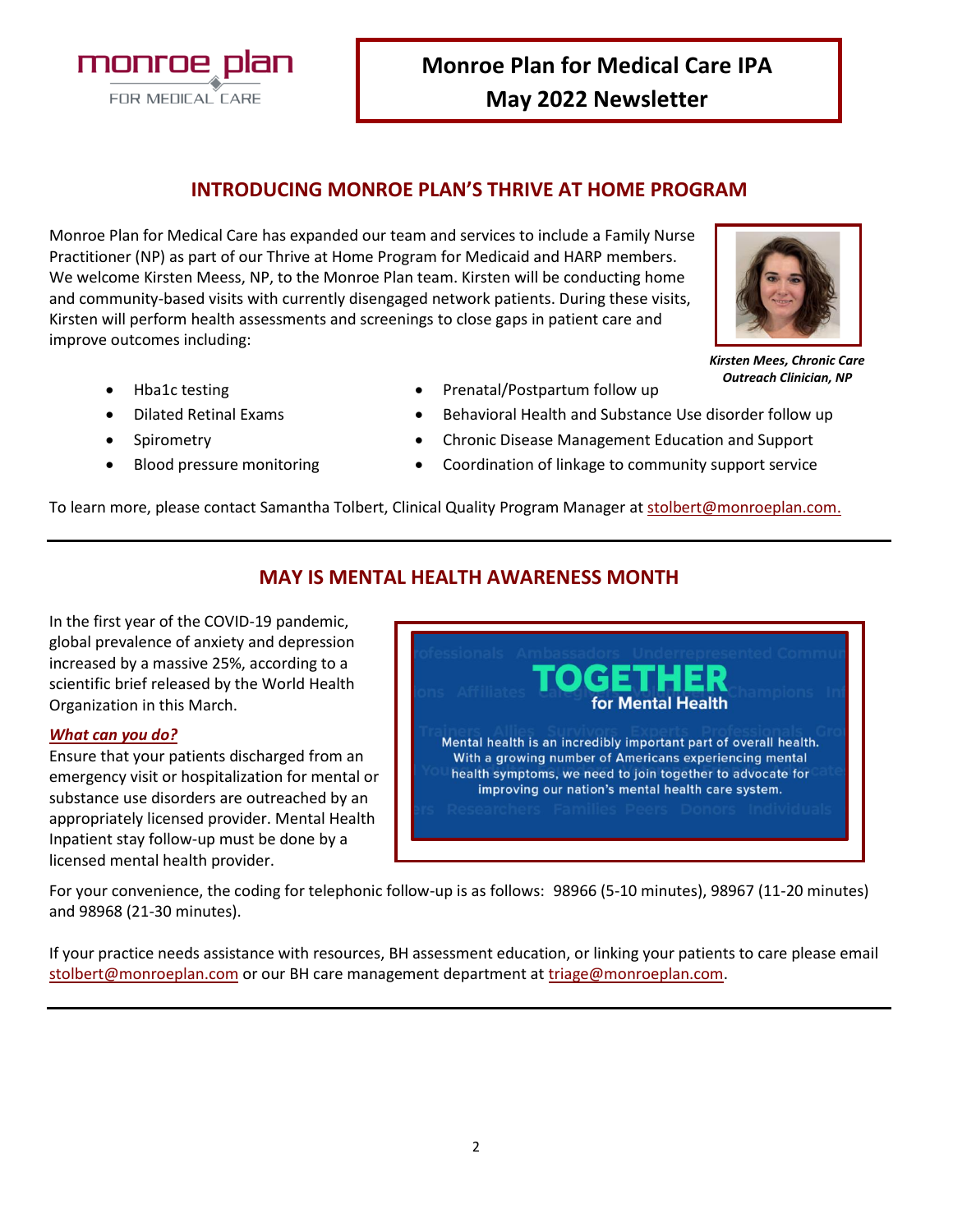# Monroe Plan for Medical Care IPA
# May 2022 Newsletter

## INTRODUCING MONROE PLAN'S THRIVE AT HOME PROGRAM

Monroe Plan for Medical Care has expanded our team and services to include a Family Nurse Practitioner (NP) as part of our Thrive at Home Program for Medicaid and HARP members. We welcome Kirsten Meess, NP, to the Monroe Plan team. Kirsten will be conducting home and community-based visits with currently disengaged network patients. During these visits, Kirsten will perform health assessments and screenings to close gaps in patient care and improve outcomes including:

***Kirsten Mees, Chronic Care Outreach Clinician, NP***

- Hba1c testing
- Dilated Retinal Exams
- Spirometry
- Blood pressure monitoring
- Prenatal/Postpartum follow up
- Behavioral Health and Substance Use disorder follow up
- Chronic Disease Management Education and Support
- Coordination of linkage to community support service

To learn more, please contact Samantha Tolbert, Clinical Quality Program Manager at stolbert@monroeplan.com.

---

## MAY IS MENTAL HEALTH AWARENESS MONTH

In the first year of the COVID-19 pandemic, global prevalence of anxiety and depression increased by a massive 25%, according to a scientific brief released by the World Health Organization in this March.

***What can you do?***

Ensure that your patients discharged from an emergency visit or hospitalization for mental or substance use disorders are outreached by an appropriately licensed provider. Mental Health Inpatient stay follow-up must be done by a licensed mental health provider.

**TOGETHER for Mental Health**

Mental health is an incredibly important part of overall health. With a growing number of Americans experiencing mental health symptoms, we need to join together to advocate for improving our nation's mental health care system.

For your convenience, the coding for telephonic follow-up is as follows: 98966 (5-10 minutes), 98967 (11-20 minutes) and 98968 (21-30 minutes).

If your practice needs assistance with resources, BH assessment education, or linking your patients to care please email stolbert@monroeplan.com or our BH care management department at triage@monroeplan.com.

---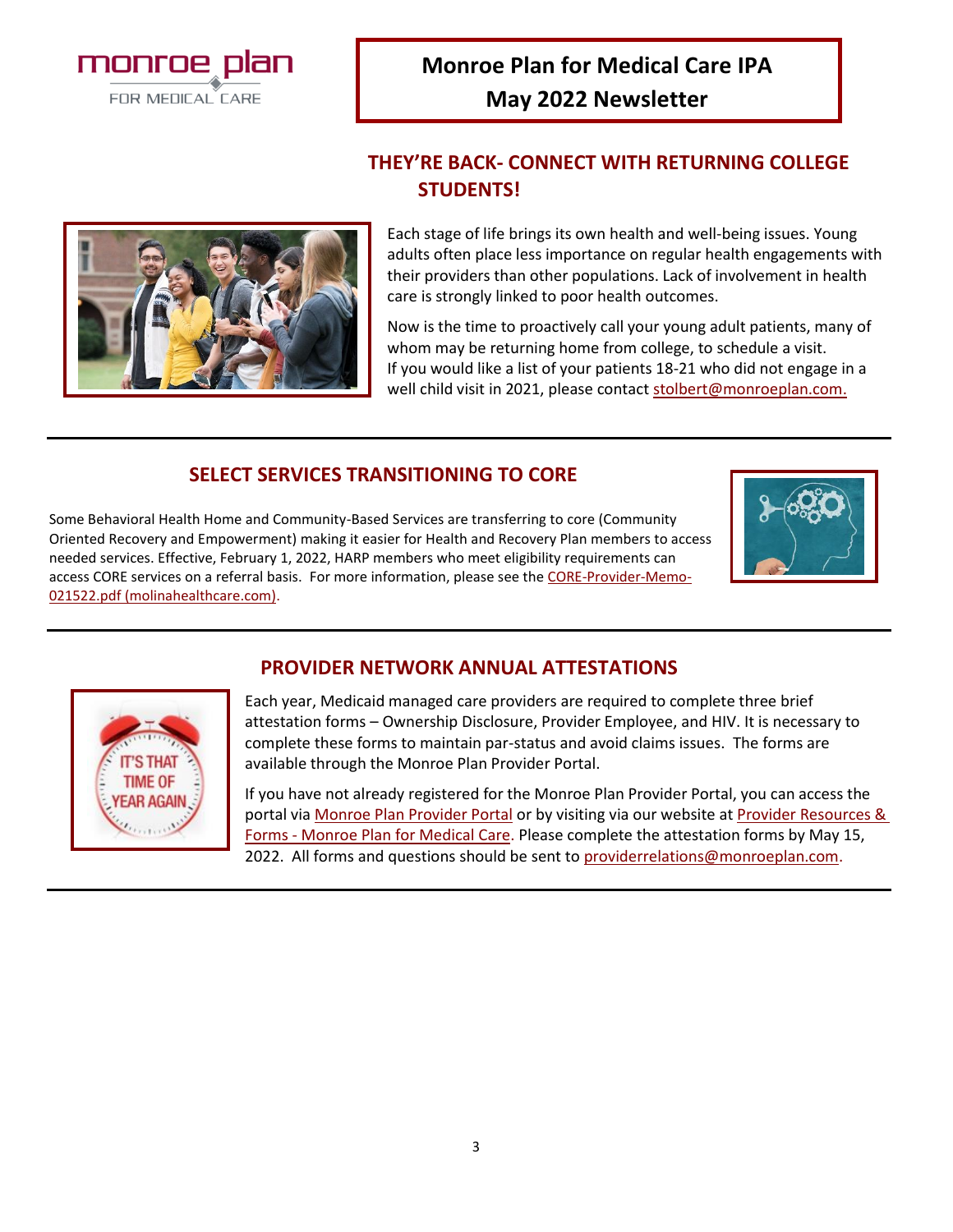# Monroe Plan for Medical Care IPA May 2022 Newsletter

## THEY'RE BACK- CONNECT WITH RETURNING COLLEGE STUDENTS!

Each stage of life brings its own health and well-being issues. Young adults often place less importance on regular health engagements with their providers than other populations. Lack of involvement in health care is strongly linked to poor health outcomes.

Now is the time to proactively call your young adult patients, many of whom may be returning home from college, to schedule a visit. If you would like a list of your patients 18-21 who did not engage in a well child visit in 2021, please contact stolbert@monroeplan.com.

## SELECT SERVICES TRANSITIONING TO CORE

Some Behavioral Health Home and Community-Based Services are transferring to core (Community Oriented Recovery and Empowerment) making it easier for Health and Recovery Plan members to access needed services. Effective, February 1, 2022, HARP members who meet eligibility requirements can access CORE services on a referral basis. For more information, please see the CORE-Provider-Memo-021522.pdf (molinahealthcare.com).

## PROVIDER NETWORK ANNUAL ATTESTATIONS

Each year, Medicaid managed care providers are required to complete three brief attestation forms – Ownership Disclosure, Provider Employee, and HIV. It is necessary to complete these forms to maintain par-status and avoid claims issues. The forms are available through the Monroe Plan Provider Portal.

If you have not already registered for the Monroe Plan Provider Portal, you can access the portal via Monroe Plan Provider Portal or by visiting via our website at Provider Resources & Forms - Monroe Plan for Medical Care. Please complete the attestation forms by May 15, 2022. All forms and questions should be sent to providerrelations@monroeplan.com.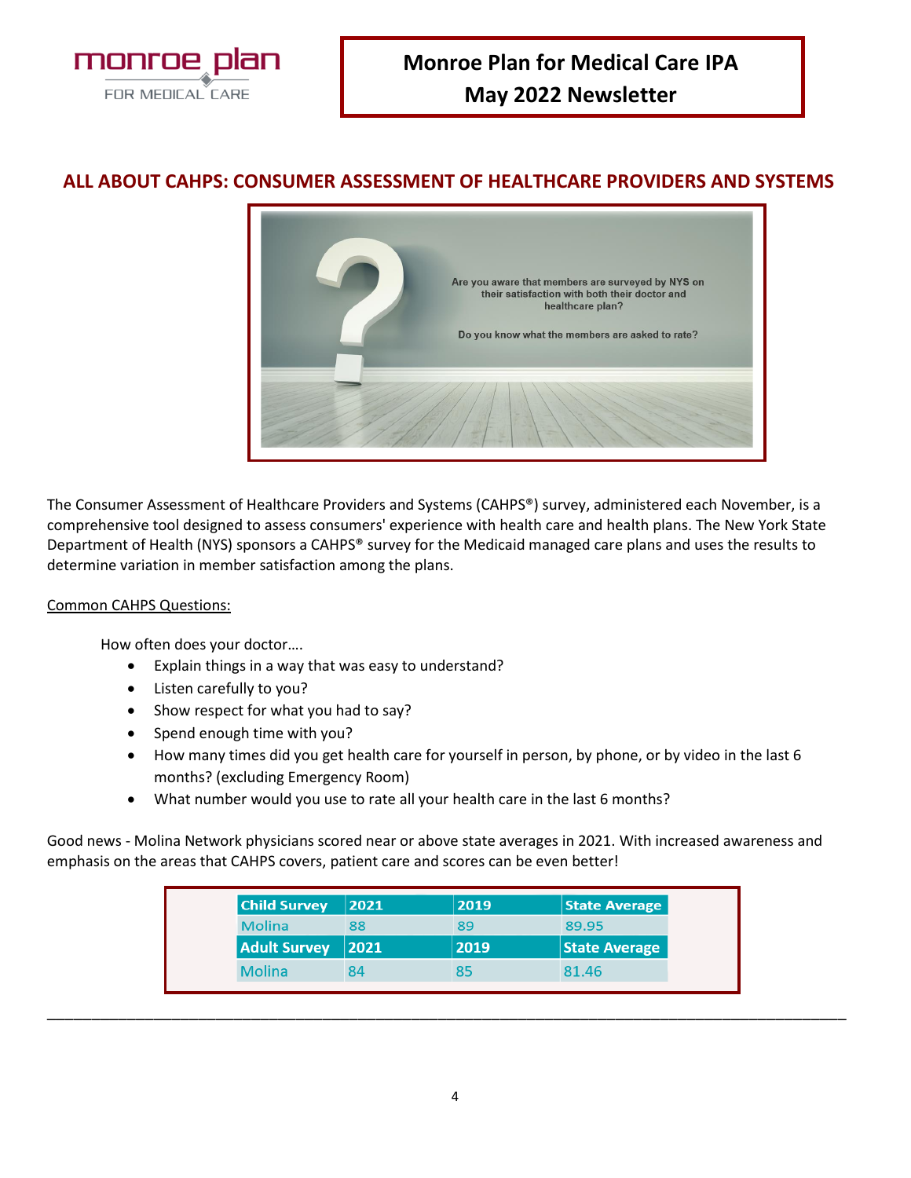# Monroe Plan for Medical Care IPA
## May 2022 Newsletter

## ALL ABOUT CAHPS: CONSUMER ASSESSMENT OF HEALTHCARE PROVIDERS AND SYSTEMS

Are you aware that members are surveyed by NYS on their satisfaction with both their doctor and healthcare plan?

Do you know what the members are asked to rate?

The Consumer Assessment of Healthcare Providers and Systems (CAHPS®) survey, administered each November, is a comprehensive tool designed to assess consumers' experience with health care and health plans. The New York State Department of Health (NYS) sponsors a CAHPS® survey for the Medicaid managed care plans and uses the results to determine variation in member satisfaction among the plans.

Common CAHPS Questions:

How often does your doctor….

- Explain things in a way that was easy to understand?
- Listen carefully to you?
- Show respect for what you had to say?
- Spend enough time with you?
- How many times did you get health care for yourself in person, by phone, or by video in the last 6 months? (excluding Emergency Room)
- What number would you use to rate all your health care in the last 6 months?

Good news - Molina Network physicians scored near or above state averages in 2021. With increased awareness and emphasis on the areas that CAHPS covers, patient care and scores can be even better!

| Child Survey | 2021 | 2019 | State Average |
|---|---|---|---|
| Molina | 88 | 89 | 89.95 |
| **Adult Survey** | **2021** | **2019** | **State Average** |
| Molina | 84 | 85 | 81.46 |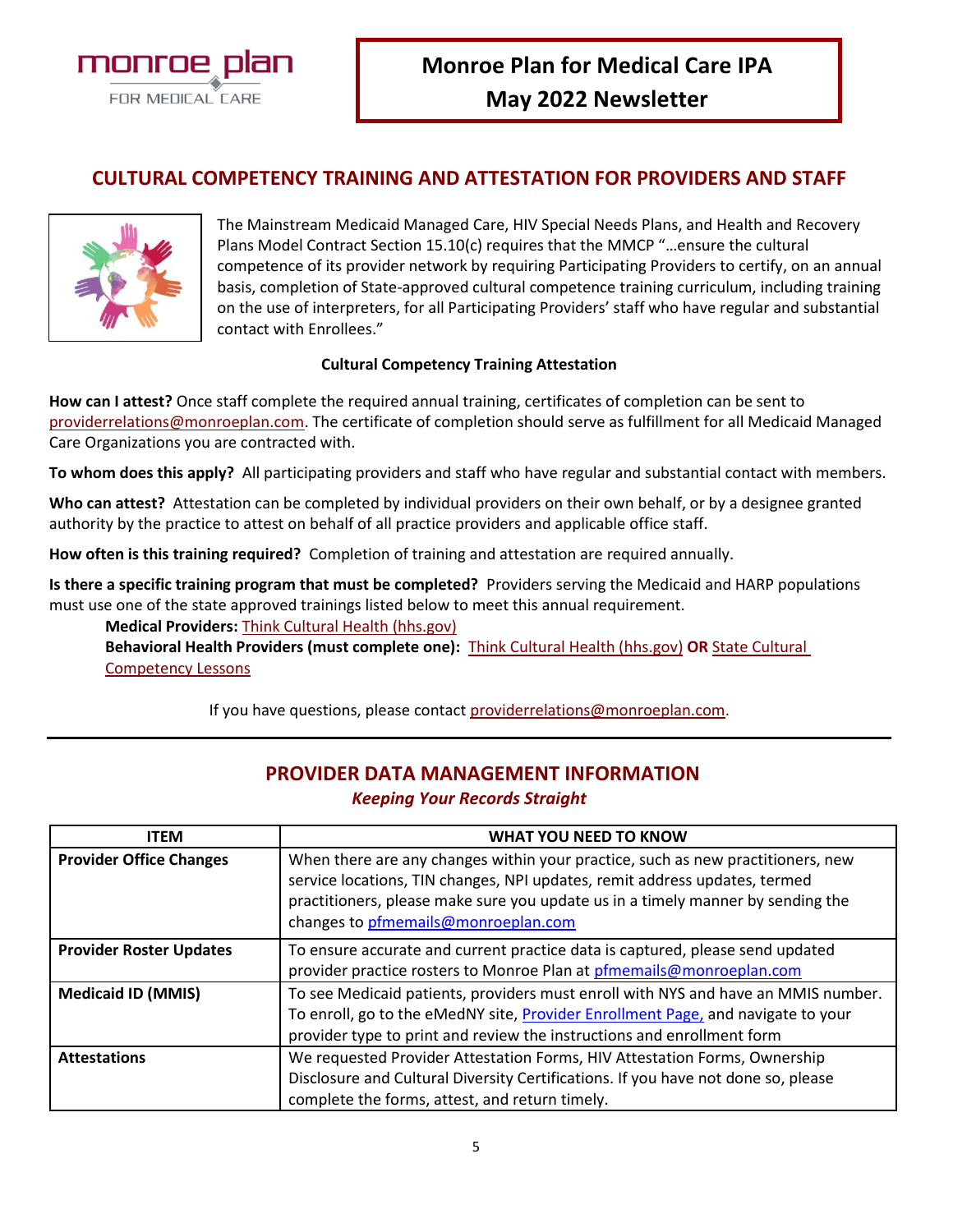# Monroe Plan for Medical Care IPA
# May 2022 Newsletter

## CULTURAL COMPETENCY TRAINING AND ATTESTATION FOR PROVIDERS AND STAFF

The Mainstream Medicaid Managed Care, HIV Special Needs Plans, and Health and Recovery Plans Model Contract Section 15.10(c) requires that the MMCP "…ensure the cultural competence of its provider network by requiring Participating Providers to certify, on an annual basis, completion of State-approved cultural competence training curriculum, including training on the use of interpreters, for all Participating Providers' staff who have regular and substantial contact with Enrollees."

**Cultural Competency Training Attestation**

**How can I attest?** Once staff complete the required annual training, certificates of completion can be sent to providerrelations@monroeplan.com. The certificate of completion should serve as fulfillment for all Medicaid Managed Care Organizations you are contracted with.

**To whom does this apply?** All participating providers and staff who have regular and substantial contact with members.

**Who can attest?** Attestation can be completed by individual providers on their own behalf, or by a designee granted authority by the practice to attest on behalf of all practice providers and applicable office staff.

**How often is this training required?** Completion of training and attestation are required annually.

**Is there a specific training program that must be completed?** Providers serving the Medicaid and HARP populations must use one of the state approved trainings listed below to meet this annual requirement.

**Medical Providers:** Think Cultural Health (hhs.gov)
**Behavioral Health Providers (must complete one):** Think Cultural Health (hhs.gov) **OR** State Cultural Competency Lessons

If you have questions, please contact providerrelations@monroeplan.com.

## PROVIDER DATA MANAGEMENT INFORMATION

***Keeping Your Records Straight***

| ITEM | WHAT YOU NEED TO KNOW |
|---|---|
| **Provider Office Changes** | When there are any changes within your practice, such as new practitioners, new service locations, TIN changes, NPI updates, remit address updates, termed practitioners, please make sure you update us in a timely manner by sending the changes to pfmemails@monroeplan.com |
| **Provider Roster Updates** | To ensure accurate and current practice data is captured, please send updated provider practice rosters to Monroe Plan at pfmemails@monroeplan.com |
| **Medicaid ID (MMIS)** | To see Medicaid patients, providers must enroll with NYS and have an MMIS number. To enroll, go to the eMedNY site, Provider Enrollment Page, and navigate to your provider type to print and review the instructions and enrollment form |
| **Attestations** | We requested Provider Attestation Forms, HIV Attestation Forms, Ownership Disclosure and Cultural Diversity Certifications. If you have not done so, please complete the forms, attest, and return timely. |